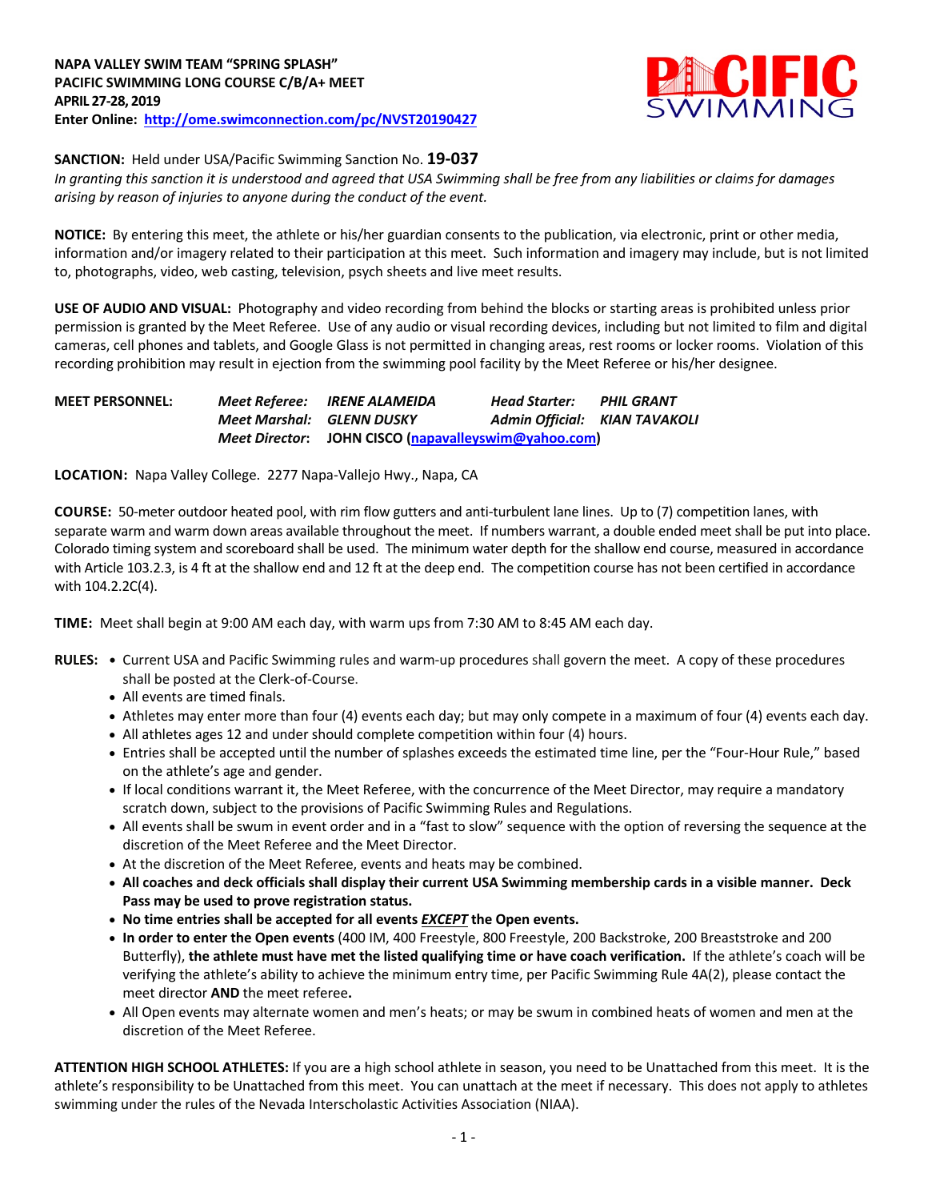**NAPA VALLEY SWIM TEAM "SPRING SPLASH"**
**PACIFIC SWIMMING LONG COURSE C/B/A+ MEET**
**APRIL 27-28, 2019**
**Enter Online: [http://ome.swimconnection.com/pc/NVST20190427](http://ome.swimconnection.com/pc/NVST20190427)**

**SANCTION:** Held under USA/Pacific Swimming Sanction No. **19-037**
*In granting this sanction it is understood and agreed that USA Swimming shall be free from any liabilities or claims for damages arising by reason of injuries to anyone during the conduct of the event.*

**NOTICE:** By entering this meet, the athlete or his/her guardian consents to the publication, via electronic, print or other media, information and/or imagery related to their participation at this meet. Such information and imagery may include, but is not limited to, photographs, video, web casting, television, psych sheets and live meet results.

**USE OF AUDIO AND VISUAL:** Photography and video recording from behind the blocks or starting areas is prohibited unless prior permission is granted by the Meet Referee. Use of any audio or visual recording devices, including but not limited to film and digital cameras, cell phones and tablets, and Google Glass is not permitted in changing areas, rest rooms or locker rooms. Violation of this recording prohibition may result in ejection from the swimming pool facility by the Meet Referee or his/her designee.

**MEET PERSONNEL:**
*Meet Referee:* ***IRENE ALAMEIDA*** &nbsp;&nbsp; *Head Starter:* ***PHIL GRANT***
*Meet Marshal:* ***GLENN DUSKY*** &nbsp;&nbsp; *Admin Official:* ***KIAN TAVAKOLI***
*Meet Director*: **JOHN CISCO ([napavalleyswim@yahoo.com](mailto:napavalleyswim@yahoo.com))**

**LOCATION:** Napa Valley College. 2277 Napa-Vallejo Hwy., Napa, CA

**COURSE:** 50-meter outdoor heated pool, with rim flow gutters and anti-turbulent lane lines. Up to (7) competition lanes, with separate warm and warm down areas available throughout the meet. If numbers warrant, a double ended meet shall be put into place. Colorado timing system and scoreboard shall be used. The minimum water depth for the shallow end course, measured in accordance with Article 103.2.3, is 4 ft at the shallow end and 12 ft at the deep end. The competition course has not been certified in accordance with 104.2.2C(4).

**TIME:** Meet shall begin at 9:00 AM each day, with warm ups from 7:30 AM to 8:45 AM each day.

**RULES:**
- Current USA and Pacific Swimming rules and warm-up procedures shall govern the meet. A copy of these procedures shall be posted at the Clerk-of-Course.
- All events are timed finals.
- Athletes may enter more than four (4) events each day; but may only compete in a maximum of four (4) events each day.
- All athletes ages 12 and under should complete competition within four (4) hours.
- Entries shall be accepted until the number of splashes exceeds the estimated time line, per the "Four-Hour Rule," based on the athlete's age and gender.
- If local conditions warrant it, the Meet Referee, with the concurrence of the Meet Director, may require a mandatory scratch down, subject to the provisions of Pacific Swimming Rules and Regulations.
- All events shall be swum in event order and in a "fast to slow" sequence with the option of reversing the sequence at the discretion of the Meet Referee and the Meet Director.
- At the discretion of the Meet Referee, events and heats may be combined.
- **All coaches and deck officials shall display their current USA Swimming membership cards in a visible manner. Deck Pass may be used to prove registration status.**
- **No time entries shall be accepted for all events *EXCEPT* the Open events.**
- **In order to enter the Open events** (400 IM, 400 Freestyle, 800 Freestyle, 200 Backstroke, 200 Breaststroke and 200 Butterfly), **the athlete must have met the listed qualifying time or have coach verification.** If the athlete's coach will be verifying the athlete's ability to achieve the minimum entry time, per Pacific Swimming Rule 4A(2), please contact the meet director **AND** the meet referee**.**
- All Open events may alternate women and men's heats; or may be swum in combined heats of women and men at the discretion of the Meet Referee.

**ATTENTION HIGH SCHOOL ATHLETES:** If you are a high school athlete in season, you need to be Unattached from this meet. It is the athlete's responsibility to be Unattached from this meet. You can unattach at the meet if necessary. This does not apply to athletes swimming under the rules of the Nevada Interscholastic Activities Association (NIAA).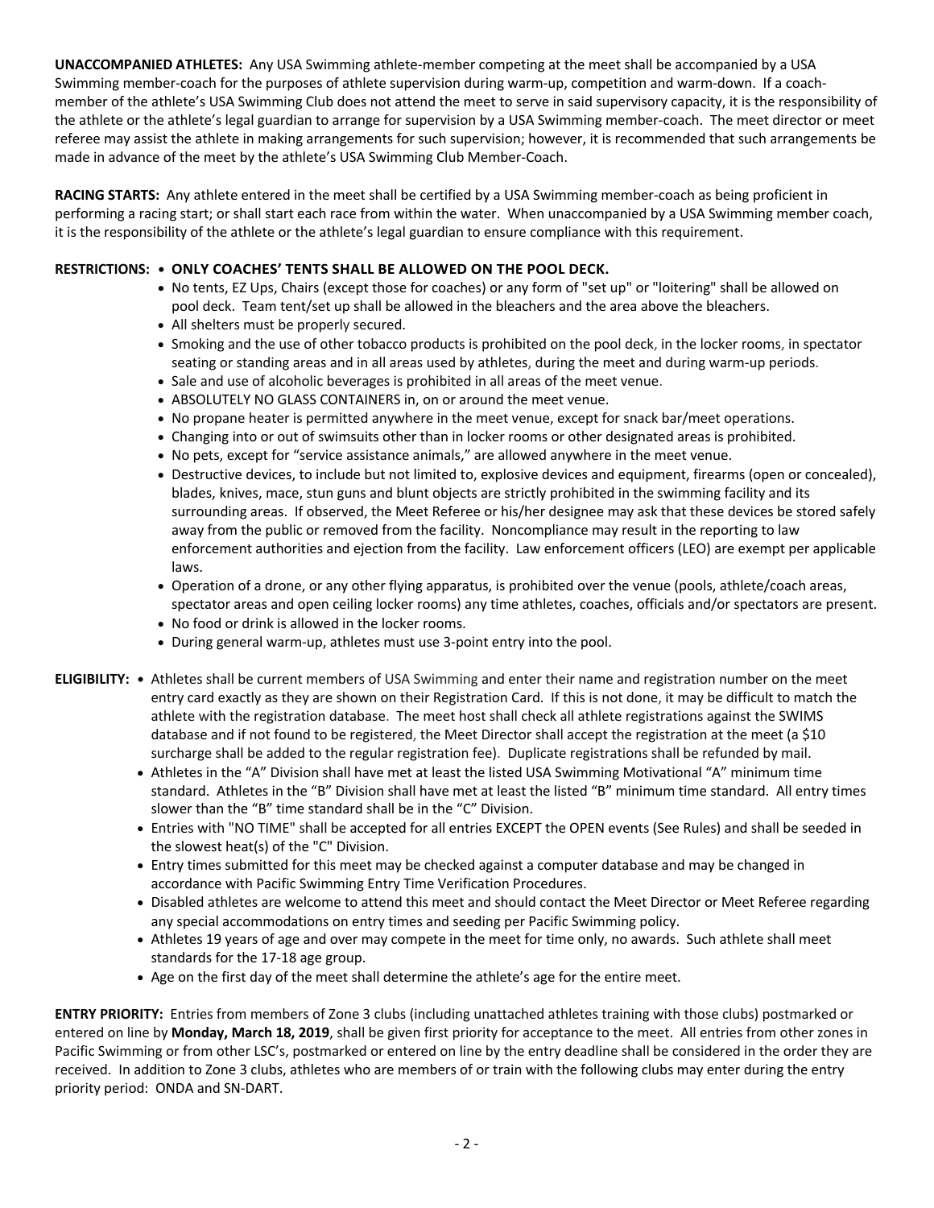**UNACCOMPANIED ATHLETES:** Any USA Swimming athlete-member competing at the meet shall be accompanied by a USA Swimming member-coach for the purposes of athlete supervision during warm-up, competition and warm-down. If a coach-member of the athlete's USA Swimming Club does not attend the meet to serve in said supervisory capacity, it is the responsibility of the athlete or the athlete's legal guardian to arrange for supervision by a USA Swimming member-coach. The meet director or meet referee may assist the athlete in making arrangements for such supervision; however, it is recommended that such arrangements be made in advance of the meet by the athlete's USA Swimming Club Member-Coach.

**RACING STARTS:** Any athlete entered in the meet shall be certified by a USA Swimming member-coach as being proficient in performing a racing start; or shall start each race from within the water. When unaccompanied by a USA Swimming member coach, it is the responsibility of the athlete or the athlete's legal guardian to ensure compliance with this requirement.

**RESTRICTIONS:**

- **ONLY COACHES' TENTS SHALL BE ALLOWED ON THE POOL DECK.**
- No tents, EZ Ups, Chairs (except those for coaches) or any form of "set up" or "loitering" shall be allowed on pool deck. Team tent/set up shall be allowed in the bleachers and the area above the bleachers.
- All shelters must be properly secured.
- Smoking and the use of other tobacco products is prohibited on the pool deck, in the locker rooms, in spectator seating or standing areas and in all areas used by athletes, during the meet and during warm-up periods.
- Sale and use of alcoholic beverages is prohibited in all areas of the meet venue.
- ABSOLUTELY NO GLASS CONTAINERS in, on or around the meet venue.
- No propane heater is permitted anywhere in the meet venue, except for snack bar/meet operations.
- Changing into or out of swimsuits other than in locker rooms or other designated areas is prohibited.
- No pets, except for "service assistance animals," are allowed anywhere in the meet venue.
- Destructive devices, to include but not limited to, explosive devices and equipment, firearms (open or concealed), blades, knives, mace, stun guns and blunt objects are strictly prohibited in the swimming facility and its surrounding areas. If observed, the Meet Referee or his/her designee may ask that these devices be stored safely away from the public or removed from the facility. Noncompliance may result in the reporting to law enforcement authorities and ejection from the facility. Law enforcement officers (LEO) are exempt per applicable laws.
- Operation of a drone, or any other flying apparatus, is prohibited over the venue (pools, athlete/coach areas, spectator areas and open ceiling locker rooms) any time athletes, coaches, officials and/or spectators are present.
- No food or drink is allowed in the locker rooms.
- During general warm-up, athletes must use 3-point entry into the pool.

**ELIGIBILITY:**

- Athletes shall be current members of USA Swimming and enter their name and registration number on the meet entry card exactly as they are shown on their Registration Card. If this is not done, it may be difficult to match the athlete with the registration database. The meet host shall check all athlete registrations against the SWIMS database and if not found to be registered, the Meet Director shall accept the registration at the meet (a $10 surcharge shall be added to the regular registration fee). Duplicate registrations shall be refunded by mail.
- Athletes in the "A" Division shall have met at least the listed USA Swimming Motivational "A" minimum time standard. Athletes in the "B" Division shall have met at least the listed "B" minimum time standard. All entry times slower than the "B" time standard shall be in the "C" Division.
- Entries with "NO TIME" shall be accepted for all entries EXCEPT the OPEN events (See Rules) and shall be seeded in the slowest heat(s) of the "C" Division.
- Entry times submitted for this meet may be checked against a computer database and may be changed in accordance with Pacific Swimming Entry Time Verification Procedures.
- Disabled athletes are welcome to attend this meet and should contact the Meet Director or Meet Referee regarding any special accommodations on entry times and seeding per Pacific Swimming policy.
- Athletes 19 years of age and over may compete in the meet for time only, no awards. Such athlete shall meet standards for the 17-18 age group.
- Age on the first day of the meet shall determine the athlete's age for the entire meet.

**ENTRY PRIORITY:** Entries from members of Zone 3 clubs (including unattached athletes training with those clubs) postmarked or entered on line by **Monday, March 18, 2019**, shall be given first priority for acceptance to the meet. All entries from other zones in Pacific Swimming or from other LSC's, postmarked or entered on line by the entry deadline shall be considered in the order they are received. In addition to Zone 3 clubs, athletes who are members of or train with the following clubs may enter during the entry priority period: ONDA and SN-DART.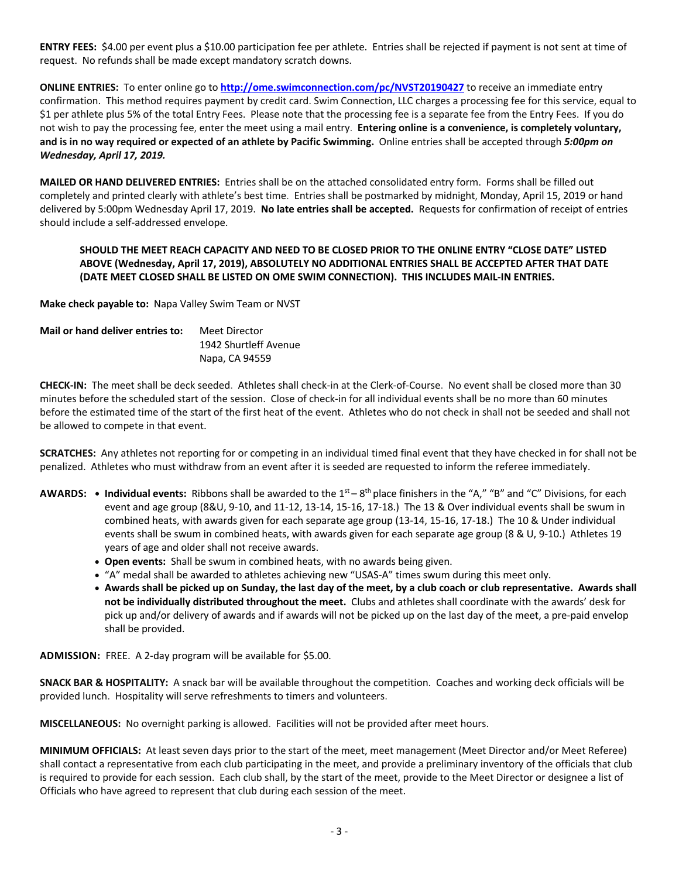**ENTRY FEES:** $4.00 per event plus a $10.00 participation fee per athlete. Entries shall be rejected if payment is not sent at time of request. No refunds shall be made except mandatory scratch downs.

**ONLINE ENTRIES:** To enter online go to **http://ome.swimconnection.com/pc/NVST20190427** to receive an immediate entry confirmation. This method requires payment by credit card. Swim Connection, LLC charges a processing fee for this service, equal to $1 per athlete plus 5% of the total Entry Fees. Please note that the processing fee is a separate fee from the Entry Fees. If you do not wish to pay the processing fee, enter the meet using a mail entry. **Entering online is a convenience, is completely voluntary, and is in no way required or expected of an athlete by Pacific Swimming.** Online entries shall be accepted through ***5:00pm on Wednesday, April 17, 2019.***

**MAILED OR HAND DELIVERED ENTRIES:** Entries shall be on the attached consolidated entry form. Forms shall be filled out completely and printed clearly with athlete's best time. Entries shall be postmarked by midnight, Monday, April 15, 2019 or hand delivered by 5:00pm Wednesday April 17, 2019. **No late entries shall be accepted.** Requests for confirmation of receipt of entries should include a self-addressed envelope.

**SHOULD THE MEET REACH CAPACITY AND NEED TO BE CLOSED PRIOR TO THE ONLINE ENTRY "CLOSE DATE" LISTED ABOVE (Wednesday, April 17, 2019), ABSOLUTELY NO ADDITIONAL ENTRIES SHALL BE ACCEPTED AFTER THAT DATE (DATE MEET CLOSED SHALL BE LISTED ON OME SWIM CONNECTION). THIS INCLUDES MAIL-IN ENTRIES.**

**Make check payable to:** Napa Valley Swim Team or NVST

**Mail or hand deliver entries to:** Meet Director
1942 Shurtleff Avenue
Napa, CA 94559

**CHECK-IN:** The meet shall be deck seeded. Athletes shall check-in at the Clerk-of-Course. No event shall be closed more than 30 minutes before the scheduled start of the session. Close of check-in for all individual events shall be no more than 60 minutes before the estimated time of the start of the first heat of the event. Athletes who do not check in shall not be seeded and shall not be allowed to compete in that event.

**SCRATCHES:** Any athletes not reporting for or competing in an individual timed final event that they have checked in for shall not be penalized. Athletes who must withdraw from an event after it is seeded are requested to inform the referee immediately.

**AWARDS:**
- **Individual events:** Ribbons shall be awarded to the 1st – 8th place finishers in the "A," "B" and "C" Divisions, for each event and age group (8&U, 9-10, and 11-12, 13-14, 15-16, 17-18.) The 13 & Over individual events shall be swum in combined heats, with awards given for each separate age group (13-14, 15-16, 17-18.) The 10 & Under individual events shall be swum in combined heats, with awards given for each separate age group (8 & U, 9-10.) Athletes 19 years of age and older shall not receive awards.
- **Open events:** Shall be swum in combined heats, with no awards being given.
- "A" medal shall be awarded to athletes achieving new "USAS-A" times swum during this meet only.
- **Awards shall be picked up on Sunday, the last day of the meet, by a club coach or club representative. Awards shall not be individually distributed throughout the meet.** Clubs and athletes shall coordinate with the awards' desk for pick up and/or delivery of awards and if awards will not be picked up on the last day of the meet, a pre-paid envelop shall be provided.

**ADMISSION:** FREE. A 2-day program will be available for $5.00.

**SNACK BAR & HOSPITALITY:** A snack bar will be available throughout the competition. Coaches and working deck officials will be provided lunch. Hospitality will serve refreshments to timers and volunteers.

**MISCELLANEOUS:** No overnight parking is allowed. Facilities will not be provided after meet hours.

**MINIMUM OFFICIALS:** At least seven days prior to the start of the meet, meet management (Meet Director and/or Meet Referee) shall contact a representative from each club participating in the meet, and provide a preliminary inventory of the officials that club is required to provide for each session. Each club shall, by the start of the meet, provide to the Meet Director or designee a list of Officials who have agreed to represent that club during each session of the meet.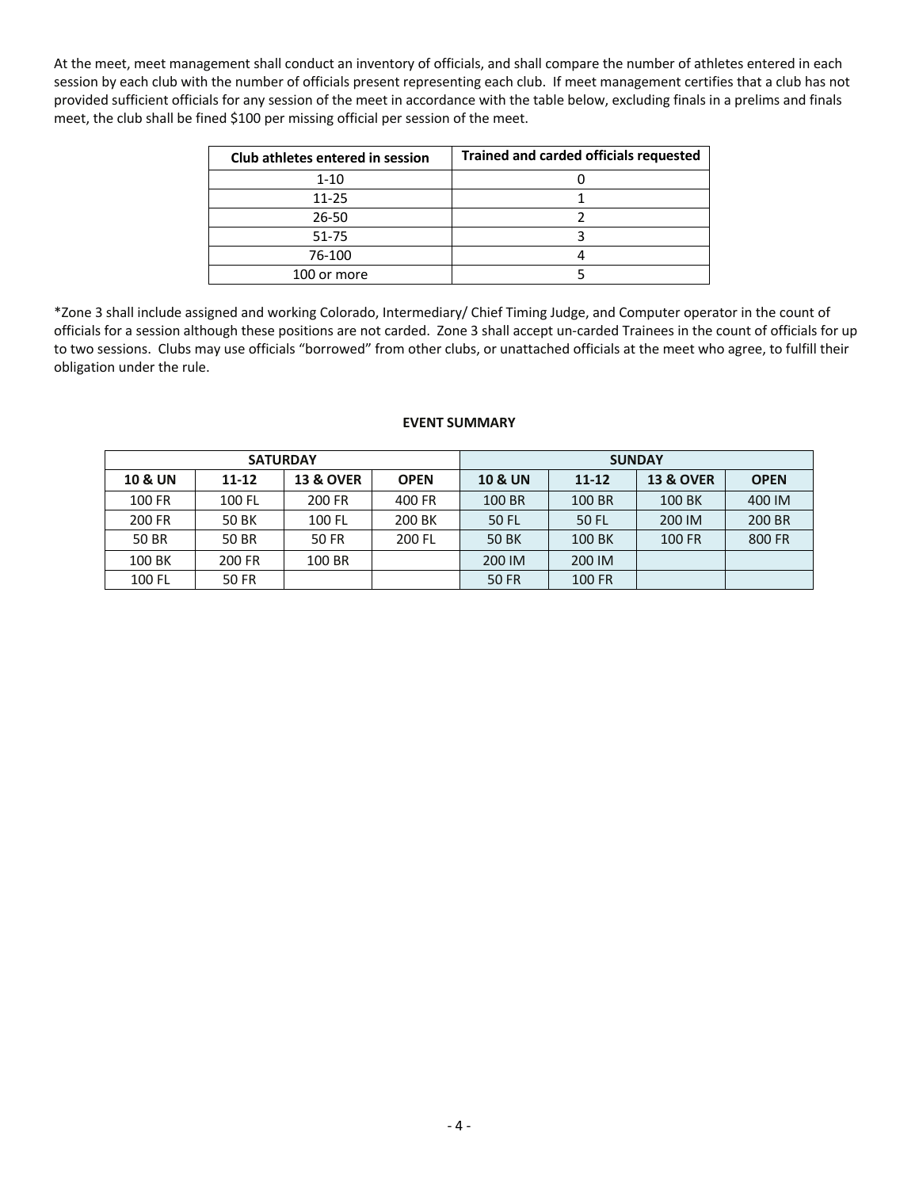At the meet, meet management shall conduct an inventory of officials, and shall compare the number of athletes entered in each session by each club with the number of officials present representing each club. If meet management certifies that a club has not provided sufficient officials for any session of the meet in accordance with the table below, excluding finals in a prelims and finals meet, the club shall be fined $100 per missing official per session of the meet.

| Club athletes entered in session | Trained and carded officials requested |
|---|---|
| 1-10 | 0 |
| 11-25 | 1 |
| 26-50 | 2 |
| 51-75 | 3 |
| 76-100 | 4 |
| 100 or more | 5 |

*Zone 3 shall include assigned and working Colorado, Intermediary/ Chief Timing Judge, and Computer operator in the count of officials for a session although these positions are not carded. Zone 3 shall accept un-carded Trainees in the count of officials for up to two sessions. Clubs may use officials "borrowed" from other clubs, or unattached officials at the meet who agree, to fulfill their obligation under the rule.

**EVENT SUMMARY**

| SATURDAY | | | | SUNDAY | | | |
|---|---|---|---|---|---|---|---|
| **10 & UN** | **11-12** | **13 & OVER** | **OPEN** | **10 & UN** | **11-12** | **13 & OVER** | **OPEN** |
| 100 FR | 100 FL | 200 FR | 400 FR | 100 BR | 100 BR | 100 BK | 400 IM |
| 200 FR | 50 BK | 100 FL | 200 BK | 50 FL | 50 FL | 200 IM | 200 BR |
| 50 BR | 50 BR | 50 FR | 200 FL | 50 BK | 100 BK | 100 FR | 800 FR |
| 100 BK | 200 FR | 100 BR | | 200 IM | 200 IM | | |
| 100 FL | 50 FR | | | 50 FR | 100 FR | | |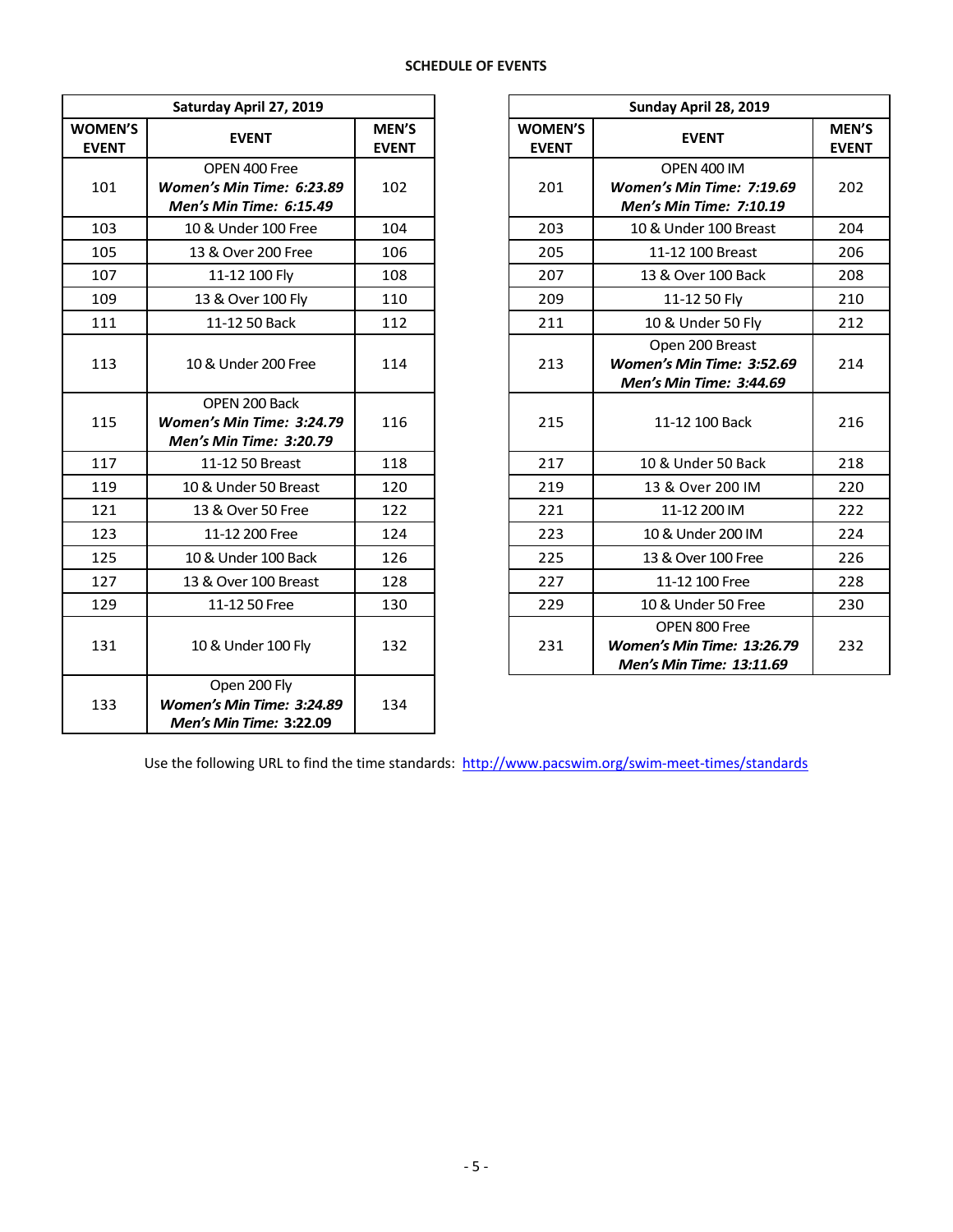**SCHEDULE OF EVENTS**

| Saturday April 27, 2019 | | |
|---|---|---|
| **WOMEN'S EVENT** | **EVENT** | **MEN'S EVENT** |
| 101 | OPEN 400 Free<br>***Women's Min Time: 6:23.89***<br>***Men's Min Time: 6:15.49*** | 102 |
| 103 | 10 & Under 100 Free | 104 |
| 105 | 13 & Over 200 Free | 106 |
| 107 | 11-12 100 Fly | 108 |
| 109 | 13 & Over 100 Fly | 110 |
| 111 | 11-12 50 Back | 112 |
| 113 | 10 & Under 200 Free | 114 |
| 115 | OPEN 200 Back<br>***Women's Min Time: 3:24.79***<br>***Men's Min Time: 3:20.79*** | 116 |
| 117 | 11-12 50 Breast | 118 |
| 119 | 10 & Under 50 Breast | 120 |
| 121 | 13 & Over 50 Free | 122 |
| 123 | 11-12 200 Free | 124 |
| 125 | 10 & Under 100 Back | 126 |
| 127 | 13 & Over 100 Breast | 128 |
| 129 | 11-12 50 Free | 130 |
| 131 | 10 & Under 100 Fly | 132 |
| 133 | Open 200 Fly<br>***Women's Min Time: 3:24.89***<br>***Men's Min Time:* 3:22.09** | 134 |

| Sunday April 28, 2019 | | |
|---|---|---|
| **WOMEN'S EVENT** | **EVENT** | **MEN'S EVENT** |
| 201 | OPEN 400 IM<br>***Women's Min Time: 7:19.69***<br>***Men's Min Time: 7:10.19*** | 202 |
| 203 | 10 & Under 100 Breast | 204 |
| 205 | 11-12 100 Breast | 206 |
| 207 | 13 & Over 100 Back | 208 |
| 209 | 11-12 50 Fly | 210 |
| 211 | 10 & Under 50 Fly | 212 |
| 213 | Open 200 Breast<br>***Women's Min Time: 3:52.69***<br>***Men's Min Time: 3:44.69*** | 214 |
| 215 | 11-12 100 Back | 216 |
| 217 | 10 & Under 50 Back | 218 |
| 219 | 13 & Over 200 IM | 220 |
| 221 | 11-12 200 IM | 222 |
| 223 | 10 & Under 200 IM | 224 |
| 225 | 13 & Over 100 Free | 226 |
| 227 | 11-12 100 Free | 228 |
| 229 | 10 & Under 50 Free | 230 |
| 231 | OPEN 800 Free<br>***Women's Min Time: 13:26.79***<br>***Men's Min Time: 13:11.69*** | 232 |

Use the following URL to find the time standards: [http://www.pacswim.org/swim-meet-times/standards](http://www.pacswim.org/swim-meet-times/standards)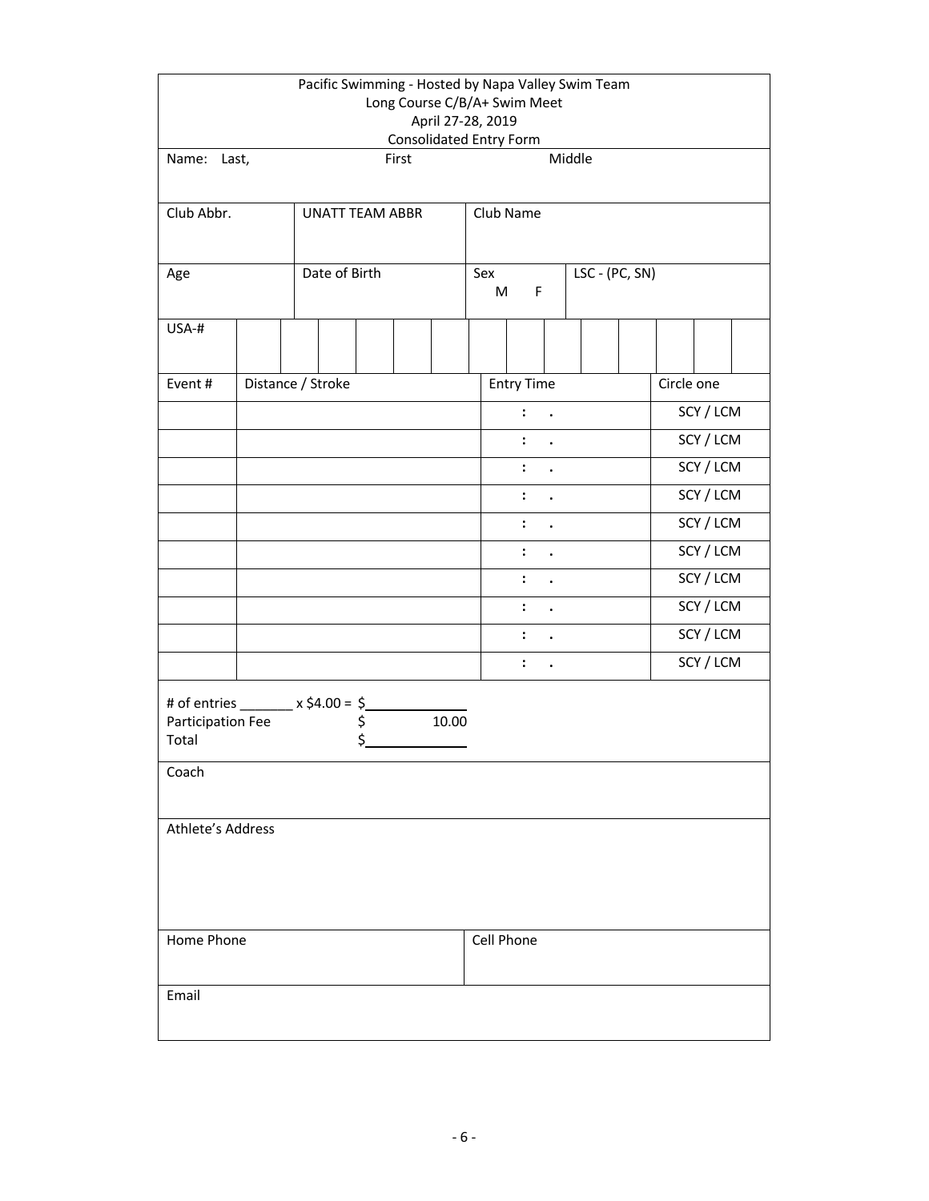Pacific Swimming - Hosted by Napa Valley Swim Team
Long Course C/B/A+ Swim Meet
April 27-28, 2019
Consolidated Entry Form

| | | | |
|---|---|---|---|
| Name: Last, | | First | Middle |
| Club Abbr. | UNATT TEAM ABBR | Club Name | |
| Age | Date of Birth | Sex M F | LSC - (PC, SN) |
| USA-# | | | |

| Event # | Distance / Stroke | Entry Time | Circle one |
|---|---|---|---|
| | | : . | SCY / LCM |
| | | : . | SCY / LCM |
| | | : . | SCY / LCM |
| | | : . | SCY / LCM |
| | | : . | SCY / LCM |
| | | : . | SCY / LCM |
| | | : . | SCY / LCM |
| | | : . | SCY / LCM |
| | | : . | SCY / LCM |
| | | : . | SCY / LCM |

# of entries _______ x $4.00 = $____________
Participation Fee $ 10.00
Total $____________

Coach

Athlete's Address

| | |
|---|---|
| Home Phone | Cell Phone |

Email